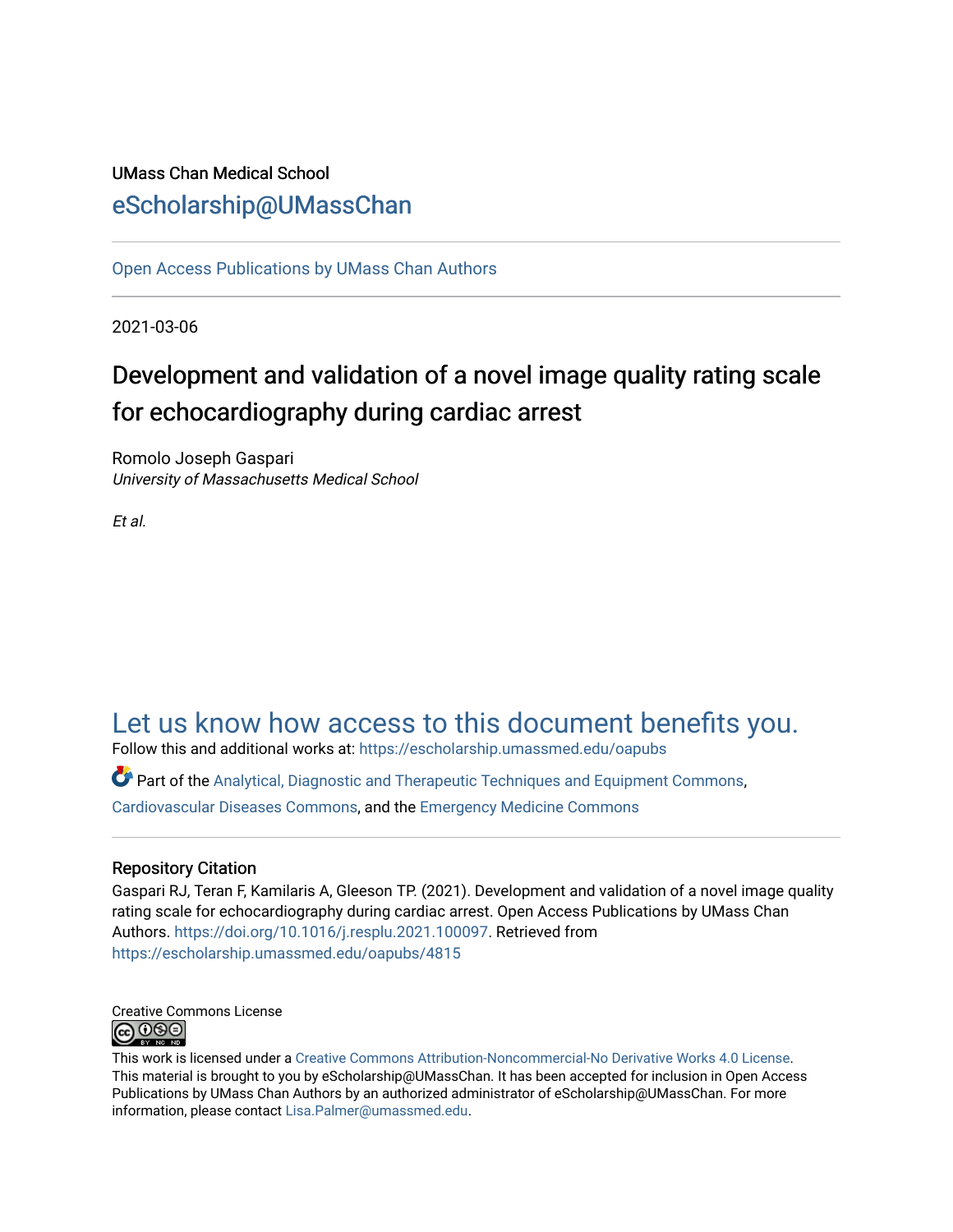UMass Chan Medical School

eScholarship@UMassChan

---

Open Access Publications by UMass Chan Authors

---

2021-03-06

# Development and validation of a novel image quality rating scale for echocardiography during cardiac arrest

Romolo Joseph Gaspari
*University of Massachusetts Medical School*

*Et al.*

## Let us know how access to this document benefits you.

Follow this and additional works at: https://escholarship.umassmed.edu/oapubs

Part of the Analytical, Diagnostic and Therapeutic Techniques and Equipment Commons, Cardiovascular Diseases Commons, and the Emergency Medicine Commons

---

### Repository Citation

Gaspari RJ, Teran F, Kamilaris A, Gleeson TP. (2021). Development and validation of a novel image quality rating scale for echocardiography during cardiac arrest. Open Access Publications by UMass Chan Authors. https://doi.org/10.1016/j.resplu.2021.100097. Retrieved from https://escholarship.umassmed.edu/oapubs/4815

Creative Commons License

This work is licensed under a Creative Commons Attribution-Noncommercial-No Derivative Works 4.0 License. This material is brought to you by eScholarship@UMassChan. It has been accepted for inclusion in Open Access Publications by UMass Chan Authors by an authorized administrator of eScholarship@UMassChan. For more information, please contact Lisa.Palmer@umassmed.edu.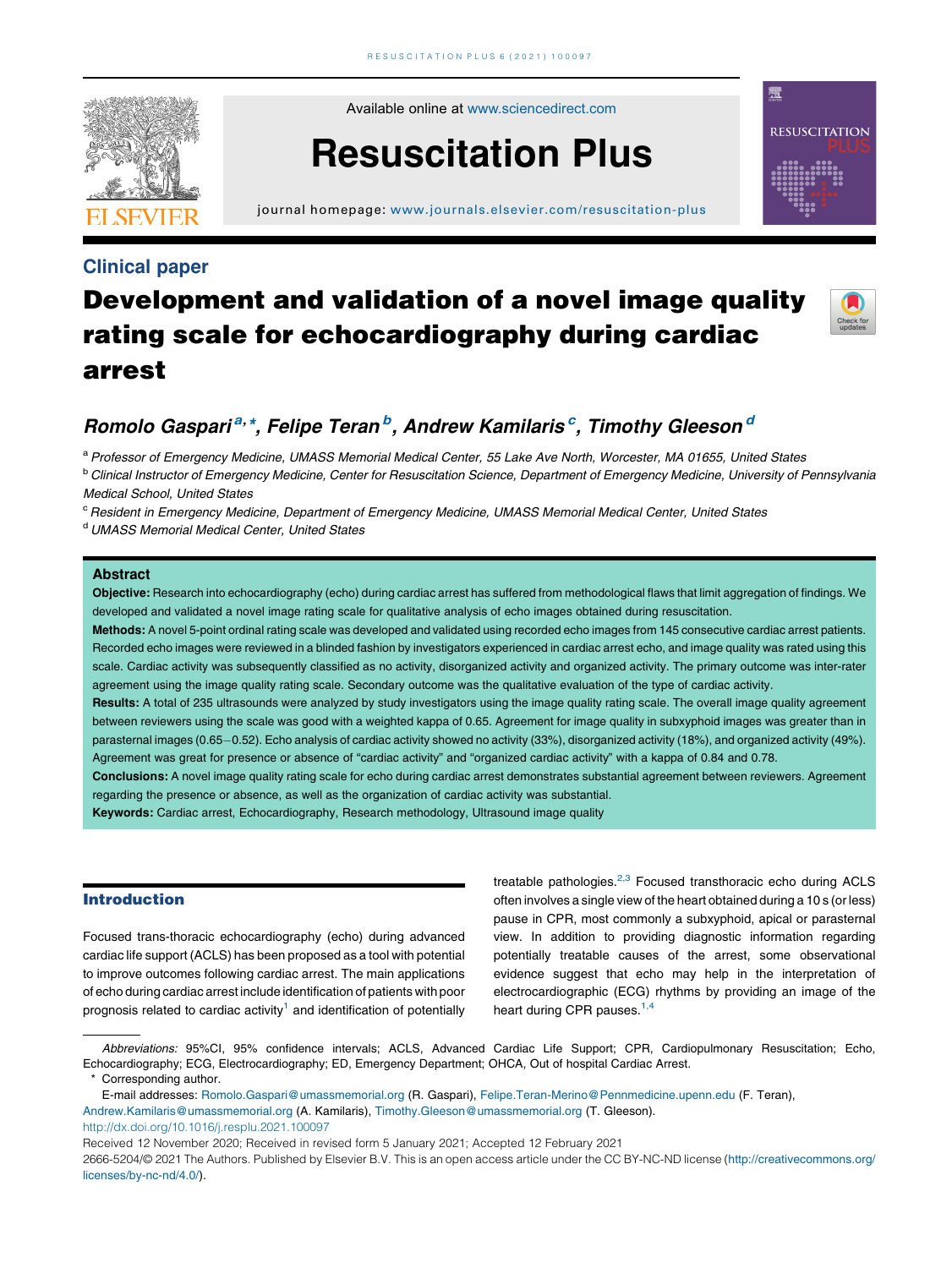## Clinical paper

# Development and validation of a novel image quality rating scale for echocardiography during cardiac arrest

*Romolo Gaspari*[a,*], *Felipe Teran*[b], *Andrew Kamilaris*[c], *Timothy Gleeson*[d]

[a] Professor of Emergency Medicine, UMASS Memorial Medical Center, 55 Lake Ave North, Worcester, MA 01655, United States

[b] Clinical Instructor of Emergency Medicine, Center for Resuscitation Science, Department of Emergency Medicine, University of Pennsylvania Medical School, United States

[c] Resident in Emergency Medicine, Department of Emergency Medicine, UMASS Memorial Medical Center, United States

[d] UMASS Memorial Medical Center, United States

### Abstract

**Objective:** Research into echocardiography (echo) during cardiac arrest has suffered from methodological flaws that limit aggregation of findings. We developed and validated a novel image rating scale for qualitative analysis of echo images obtained during resuscitation.

**Methods:** A novel 5-point ordinal rating scale was developed and validated using recorded echo images from 145 consecutive cardiac arrest patients. Recorded echo images were reviewed in a blinded fashion by investigators experienced in cardiac arrest echo, and image quality was rated using this scale. Cardiac activity was subsequently classified as no activity, disorganized activity and organized activity. The primary outcome was inter-rater agreement using the image quality rating scale. Secondary outcome was the qualitative evaluation of the type of cardiac activity.

**Results:** A total of 235 ultrasounds were analyzed by study investigators using the image quality rating scale. The overall image quality agreement between reviewers using the scale was good with a weighted kappa of 0.65. Agreement for image quality in subxyphoid images was greater than in parasternal images (0.65−0.52). Echo analysis of cardiac activity showed no activity (33%), disorganized activity (18%), and organized activity (49%). Agreement was great for presence or absence of "cardiac activity" and "organized cardiac activity" with a kappa of 0.84 and 0.78.

**Conclusions:** A novel image quality rating scale for echo during cardiac arrest demonstrates substantial agreement between reviewers. Agreement regarding the presence or absence, as well as the organization of cardiac activity was substantial.

**Keywords:** Cardiac arrest, Echocardiography, Research methodology, Ultrasound image quality

## Introduction

Focused trans-thoracic echocardiography (echo) during advanced cardiac life support (ACLS) has been proposed as a tool with potential to improve outcomes following cardiac arrest. The main applications of echo during cardiac arrest include identification of patients with poor prognosis related to cardiac activity[1] and identification of potentially treatable pathologies.[2,3] Focused transthoracic echo during ACLS often involves a single view of the heart obtained during a 10 s (or less) pause in CPR, most commonly a subxyphoid, apical or parasternal view. In addition to providing diagnostic information regarding potentially treatable causes of the arrest, some observational evidence suggest that echo may help in the interpretation of electrocardiographic (ECG) rhythms by providing an image of the heart during CPR pauses.[1,4]

*Abbreviations:* 95%CI, 95% confidence intervals; ACLS, Advanced Cardiac Life Support; CPR, Cardiopulmonary Resuscitation; Echo, Echocardiography; ECG, Electrocardiography; ED, Emergency Department; OHCA, Out of hospital Cardiac Arrest.

\* Corresponding author.

E-mail addresses: Romolo.Gaspari@umassmemorial.org (R. Gaspari), Felipe.Teran-Merino@Pennmedicine.upenn.edu (F. Teran), Andrew.Kamilaris@umassmemorial.org (A. Kamilaris), Timothy.Gleeson@umassmemorial.org (T. Gleeson).

http://dx.doi.org/10.1016/j.resplu.2021.100097

Received 12 November 2020; Received in revised form 5 January 2021; Accepted 12 February 2021

2666-5204/© 2021 The Authors. Published by Elsevier B.V. This is an open access article under the CC BY-NC-ND license (http://creativecommons.org/licenses/by-nc-nd/4.0/).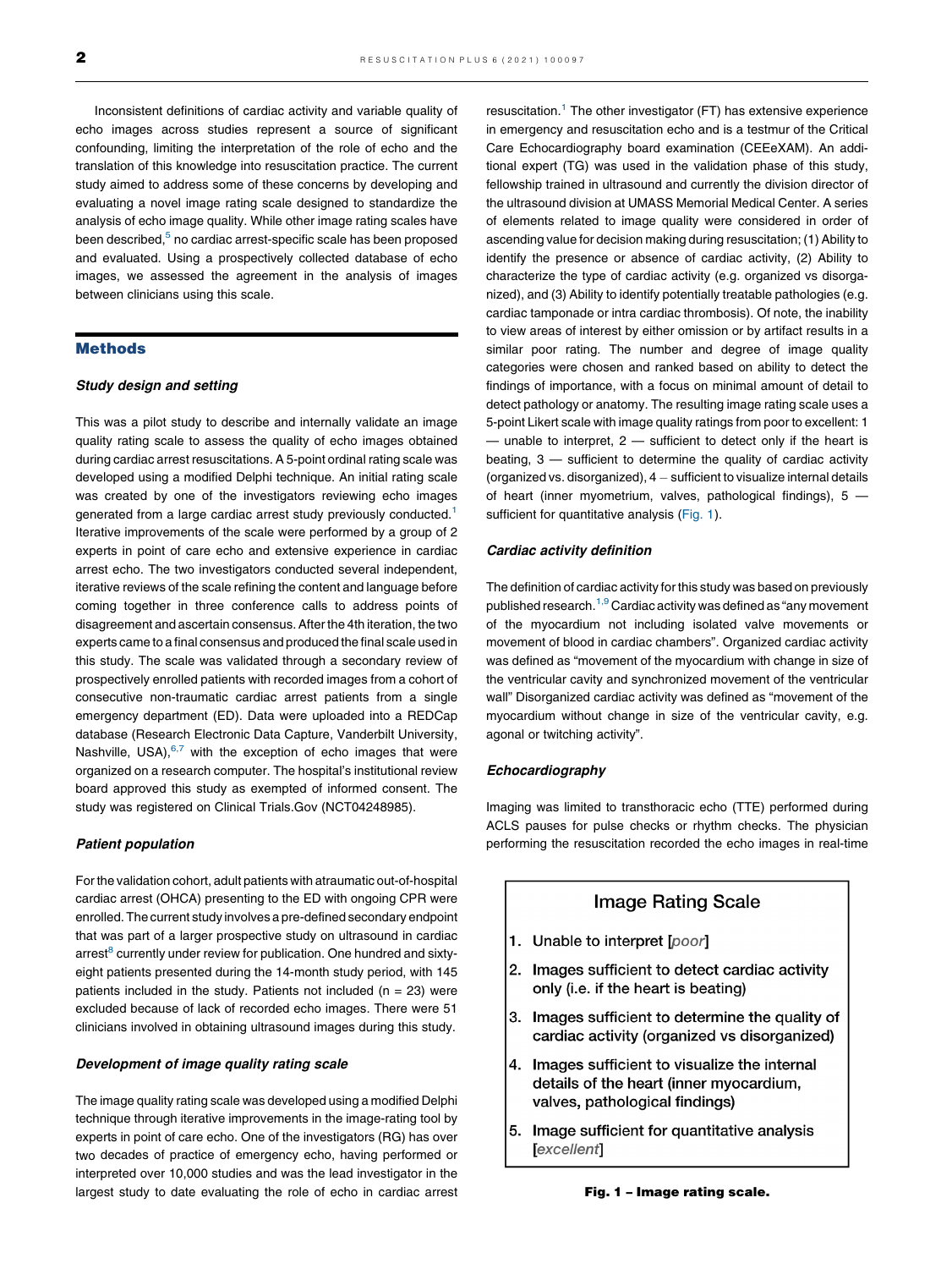Inconsistent definitions of cardiac activity and variable quality of echo images across studies represent a source of significant confounding, limiting the interpretation of the role of echo and the translation of this knowledge into resuscitation practice. The current study aimed to address some of these concerns by developing and evaluating a novel image rating scale designed to standardize the analysis of echo image quality. While other image rating scales have been described,[5] no cardiac arrest-specific scale has been proposed and evaluated. Using a prospectively collected database of echo images, we assessed the agreement in the analysis of images between clinicians using this scale.

## Methods

### Study design and setting

This was a pilot study to describe and internally validate an image quality rating scale to assess the quality of echo images obtained during cardiac arrest resuscitations. A 5-point ordinal rating scale was developed using a modified Delphi technique. An initial rating scale was created by one of the investigators reviewing echo images generated from a large cardiac arrest study previously conducted.[1] Iterative improvements of the scale were performed by a group of 2 experts in point of care echo and extensive experience in cardiac arrest echo. The two investigators conducted several independent, iterative reviews of the scale refining the content and language before coming together in three conference calls to address points of disagreement and ascertain consensus. After the 4th iteration, the two experts came to a final consensus and produced the final scale used in this study. The scale was validated through a secondary review of prospectively enrolled patients with recorded images from a cohort of consecutive non-traumatic cardiac arrest patients from a single emergency department (ED). Data were uploaded into a REDCap database (Research Electronic Data Capture, Vanderbilt University, Nashville, USA),[6,7] with the exception of echo images that were organized on a research computer. The hospital's institutional review board approved this study as exempted of informed consent. The study was registered on Clinical Trials.Gov (NCT04248985).

### Patient population

For the validation cohort, adult patients with atraumatic out-of-hospital cardiac arrest (OHCA) presenting to the ED with ongoing CPR were enrolled. The current study involves a pre-defined secondary endpoint that was part of a larger prospective study on ultrasound in cardiac arrest[8] currently under review for publication. One hundred and sixty-eight patients presented during the 14-month study period, with 145 patients included in the study. Patients not included (n = 23) were excluded because of lack of recorded echo images. There were 51 clinicians involved in obtaining ultrasound images during this study.

### Development of image quality rating scale

The image quality rating scale was developed using a modified Delphi technique through iterative improvements in the image-rating tool by experts in point of care echo. One of the investigators (RG) has over two decades of practice of emergency echo, having performed or interpreted over 10,000 studies and was the lead investigator in the largest study to date evaluating the role of echo in cardiac arrest resuscitation.[1] The other investigator (FT) has extensive experience in emergency and resuscitation echo and is a testmur of the Critical Care Echocardiography board examination (CEEeXAM). An additional expert (TG) was used in the validation phase of this study, fellowship trained in ultrasound and currently the division director of the ultrasound division at UMASS Memorial Medical Center. A series of elements related to image quality were considered in order of ascending value for decision making during resuscitation; (1) Ability to identify the presence or absence of cardiac activity, (2) Ability to characterize the type of cardiac activity (e.g. organized vs disorganized), and (3) Ability to identify potentially treatable pathologies (e.g. cardiac tamponade or intra cardiac thrombosis). Of note, the inability to view areas of interest by either omission or by artifact results in a similar poor rating. The number and degree of image quality categories were chosen and ranked based on ability to detect the findings of importance, with a focus on minimal amount of detail to detect pathology or anatomy. The resulting image rating scale uses a 5-point Likert scale with image quality ratings from poor to excellent: 1 — unable to interpret, 2 — sufficient to detect only if the heart is beating, 3 — sufficient to determine the quality of cardiac activity (organized vs. disorganized), 4 – sufficient to visualize internal details of heart (inner myometrium, valves, pathological findings), 5 — sufficient for quantitative analysis (Fig. 1).

### Cardiac activity definition

The definition of cardiac activity for this study was based on previously published research.[1,9] Cardiac activity was defined as "any movement of the myocardium not including isolated valve movements or movement of blood in cardiac chambers". Organized cardiac activity was defined as "movement of the myocardium with change in size of the ventricular cavity and synchronized movement of the ventricular wall" Disorganized cardiac activity was defined as "movement of the myocardium without change in size of the ventricular cavity, e.g. agonal or twitching activity".

### Echocardiography

Imaging was limited to transthoracic echo (TTE) performed during ACLS pauses for pulse checks or rhythm checks. The physician performing the resuscitation recorded the echo images in real-time

**Image Rating Scale**

1. Unable to interpret [*poor*]
2. Images sufficient to detect cardiac activity only (i.e. if the heart is beating)
3. Images sufficient to determine the quality of cardiac activity (organized vs disorganized)
4. Images sufficient to visualize the internal details of the heart (inner myocardium, valves, pathological findings)
5. Image sufficient for quantitative analysis [*excellent*]

**Fig. 1 – Image rating scale.**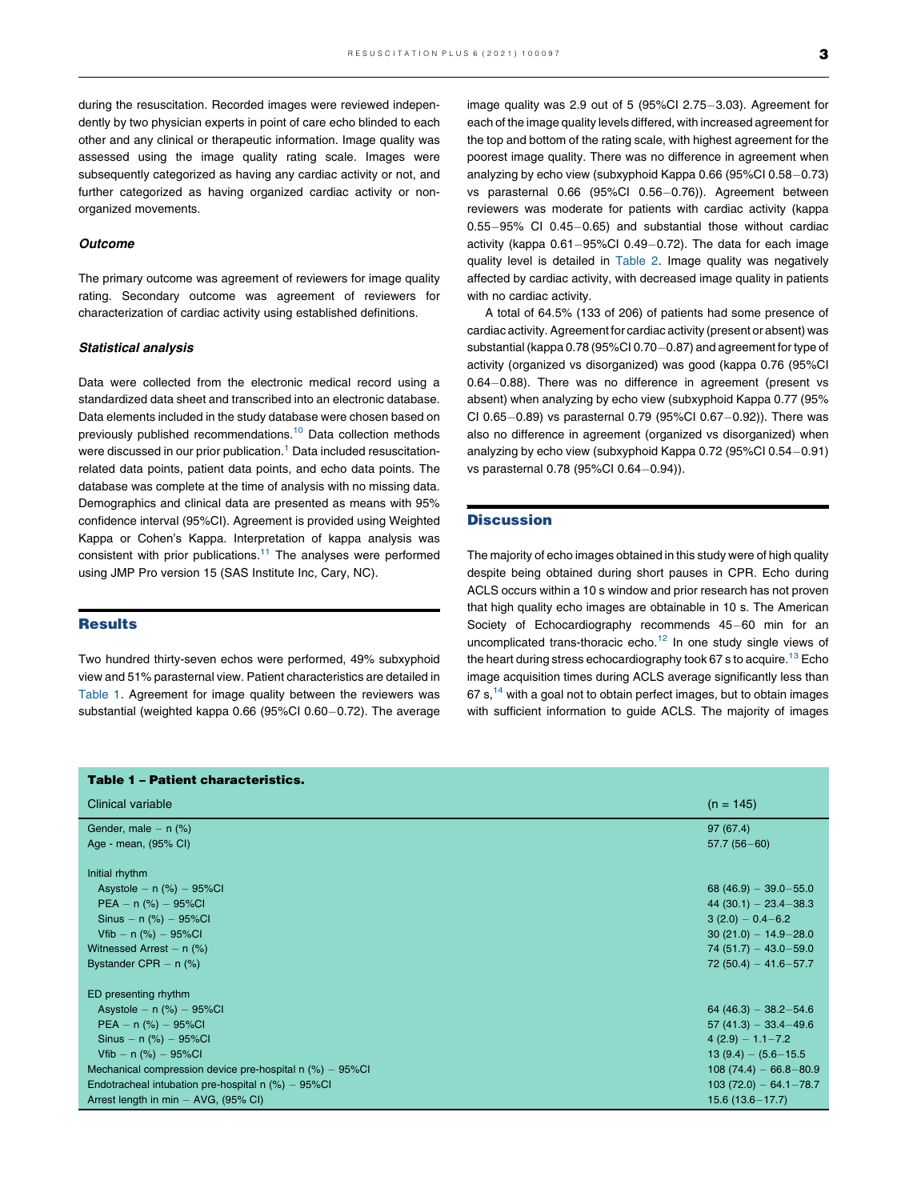during the resuscitation. Recorded images were reviewed independently by two physician experts in point of care echo blinded to each other and any clinical or therapeutic information. Image quality was assessed using the image quality rating scale. Images were subsequently categorized as having any cardiac activity or not, and further categorized as having organized cardiac activity or non-organized movements.

### *Outcome*

The primary outcome was agreement of reviewers for image quality rating. Secondary outcome was agreement of reviewers for characterization of cardiac activity using established definitions.

### *Statistical analysis*

Data were collected from the electronic medical record using a standardized data sheet and transcribed into an electronic database. Data elements included in the study database were chosen based on previously published recommendations.[10] Data collection methods were discussed in our prior publication.[1] Data included resuscitation-related data points, patient data points, and echo data points. The database was complete at the time of analysis with no missing data. Demographics and clinical data are presented as means with 95% confidence interval (95%CI). Agreement is provided using Weighted Kappa or Cohen's Kappa. Interpretation of kappa analysis was consistent with prior publications.[11] The analyses were performed using JMP Pro version 15 (SAS Institute Inc, Cary, NC).

## Results

Two hundred thirty-seven echos were performed, 49% subxyphoid view and 51% parasternal view. Patient characteristics are detailed in Table 1. Agreement for image quality between the reviewers was substantial (weighted kappa 0.66 (95%CI 0.60–0.72). The average image quality was 2.9 out of 5 (95%CI 2.75–3.03). Agreement for each of the image quality levels differed, with increased agreement for the top and bottom of the rating scale, with highest agreement for the poorest image quality. There was no difference in agreement when analyzing by echo view (subxyphoid Kappa 0.66 (95%CI 0.58–0.73) vs parasternal 0.66 (95%CI 0.56–0.76)). Agreement between reviewers was moderate for patients with cardiac activity (kappa 0.55–95% CI 0.45–0.65) and substantial those without cardiac activity (kappa 0.61–95%CI 0.49–0.72). The data for each image quality level is detailed in Table 2. Image quality was negatively affected by cardiac activity, with decreased image quality in patients with no cardiac activity.

A total of 64.5% (133 of 206) of patients had some presence of cardiac activity. Agreement for cardiac activity (present or absent) was substantial (kappa 0.78 (95%CI 0.70–0.87) and agreement for type of activity (organized vs disorganized) was good (kappa 0.76 (95%CI 0.64–0.88). There was no difference in agreement (present vs absent) when analyzing by echo view (subxyphoid Kappa 0.77 (95% CI 0.65–0.89) vs parasternal 0.79 (95%CI 0.67–0.92)). There was also no difference in agreement (organized vs disorganized) when analyzing by echo view (subxyphoid Kappa 0.72 (95%CI 0.54–0.91) vs parasternal 0.78 (95%CI 0.64–0.94)).

## Discussion

The majority of echo images obtained in this study were of high quality despite being obtained during short pauses in CPR. Echo during ACLS occurs within a 10 s window and prior research has not proven that high quality echo images are obtainable in 10 s. The American Society of Echocardiography recommends 45–60 min for an uncomplicated trans-thoracic echo.[12] In one study single views of the heart during stress echocardiography took 67 s to acquire.[13] Echo image acquisition times during ACLS average significantly less than 67 s,[14] with a goal not to obtain perfect images, but to obtain images with sufficient information to guide ACLS. The majority of images

**Table 1 – Patient characteristics.**

| Clinical variable | (n = 145) |
|---|---|
| Gender, male – n (%) | 97 (67.4) |
| Age - mean, (95% CI) | 57.7 (56–60) |
| Initial rhythm | |
| Asystole – n (%) – 95%CI | 68 (46.9) – 39.0–55.0 |
| PEA – n (%) – 95%CI | 44 (30.1) – 23.4–38.3 |
| Sinus – n (%) – 95%CI | 3 (2.0) – 0.4–6.2 |
| Vfib – n (%) – 95%CI | 30 (21.0) – 14.9–28.0 |
| Witnessed Arrest – n (%) | 74 (51.7) – 43.0–59.0 |
| Bystander CPR – n (%) | 72 (50.4) – 41.6–57.7 |
| ED presenting rhythm | |
| Asystole – n (%) – 95%CI | 64 (46.3) – 38.2–54.6 |
| PEA – n (%) – 95%CI | 57 (41.3) – 33.4–49.6 |
| Sinus – n (%) – 95%CI | 4 (2.9) – 1.1–7.2 |
| Vfib – n (%) – 95%CI | 13 (9.4) – (5.6–15.5 |
| Mechanical compression device pre-hospital n (%) – 95%CI | 108 (74.4) – 66.8–80.9 |
| Endotracheal intubation pre-hospital n (%) – 95%CI | 103 (72.0) – 64.1–78.7 |
| Arrest length in min – AVG, (95% CI) | 15.6 (13.6–17.7) |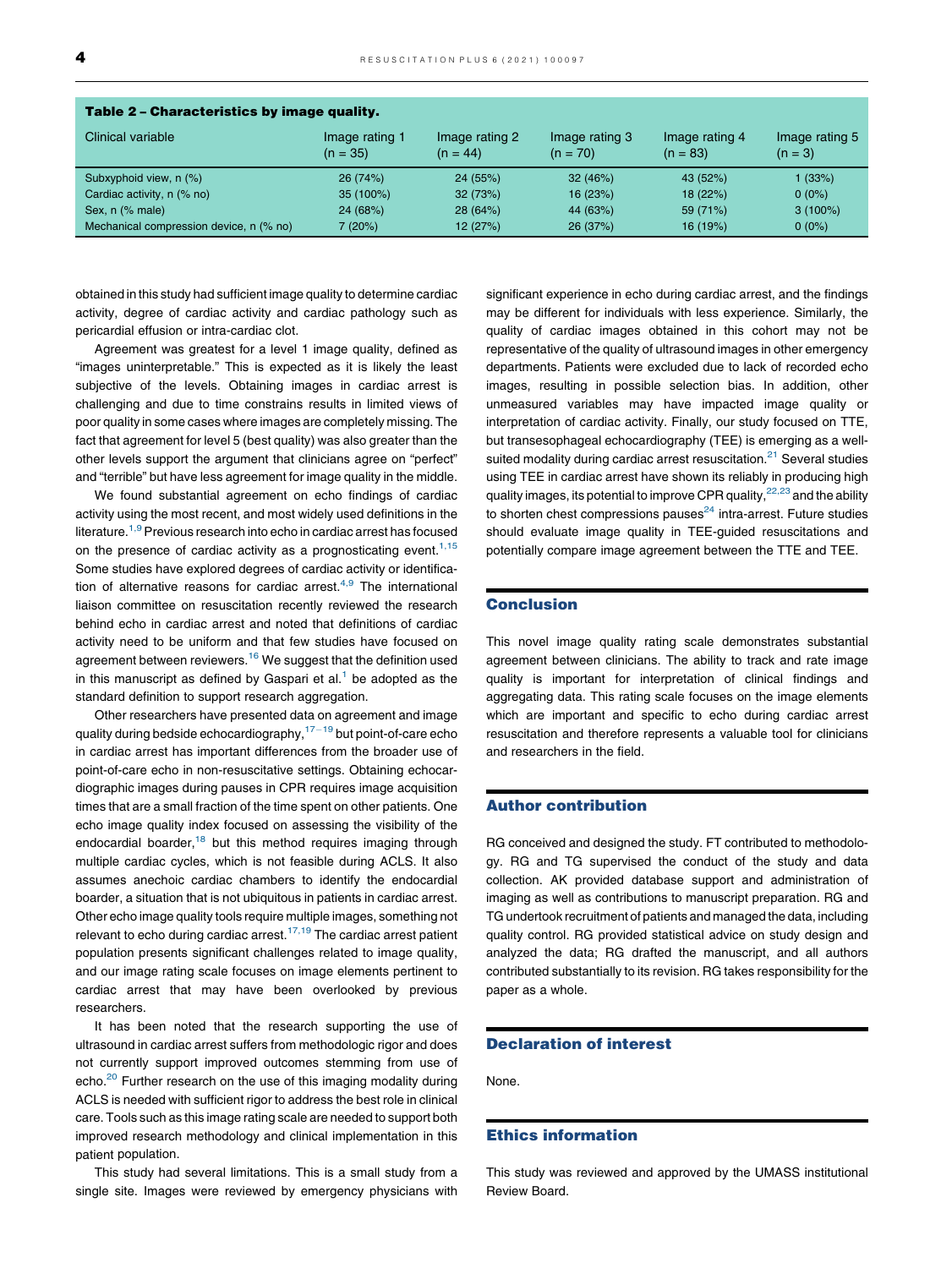**Table 2 – Characteristics by image quality.**

| Clinical variable | Image rating 1 (n = 35) | Image rating 2 (n = 44) | Image rating 3 (n = 70) | Image rating 4 (n = 83) | Image rating 5 (n = 3) |
|---|---|---|---|---|---|
| Subxyphoid view, n (%) | 26 (74%) | 24 (55%) | 32 (46%) | 43 (52%) | 1 (33%) |
| Cardiac activity, n (% no) | 35 (100%) | 32 (73%) | 16 (23%) | 18 (22%) | 0 (0%) |
| Sex, n (% male) | 24 (68%) | 28 (64%) | 44 (63%) | 59 (71%) | 3 (100%) |
| Mechanical compression device, n (% no) | 7 (20%) | 12 (27%) | 26 (37%) | 16 (19%) | 0 (0%) |

obtained in this study had sufficient image quality to determine cardiac activity, degree of cardiac activity and cardiac pathology such as pericardial effusion or intra-cardiac clot.

Agreement was greatest for a level 1 image quality, defined as "images uninterpretable." This is expected as it is likely the least subjective of the levels. Obtaining images in cardiac arrest is challenging and due to time constrains results in limited views of poor quality in some cases where images are completely missing. The fact that agreement for level 5 (best quality) was also greater than the other levels support the argument that clinicians agree on "perfect" and "terrible" but have less agreement for image quality in the middle.

We found substantial agreement on echo findings of cardiac activity using the most recent, and most widely used definitions in the literature.[1,9] Previous research into echo in cardiac arrest has focused on the presence of cardiac activity as a prognosticating event.[1,15] Some studies have explored degrees of cardiac activity or identification of alternative reasons for cardiac arrest.[4,9] The international liaison committee on resuscitation recently reviewed the research behind echo in cardiac arrest and noted that definitions of cardiac activity need to be uniform and that few studies have focused on agreement between reviewers.[16] We suggest that the definition used in this manuscript as defined by Gaspari et al.[1] be adopted as the standard definition to support research aggregation.

Other researchers have presented data on agreement and image quality during bedside echocardiography,[17–19] but point-of-care echo in cardiac arrest has important differences from the broader use of point-of-care echo in non-resuscitative settings. Obtaining echocardiographic images during pauses in CPR requires image acquisition times that are a small fraction of the time spent on other patients. One echo image quality index focused on assessing the visibility of the endocardial boarder,[18] but this method requires imaging through multiple cardiac cycles, which is not feasible during ACLS. It also assumes anechoic cardiac chambers to identify the endocardial boarder, a situation that is not ubiquitous in patients in cardiac arrest. Other echo image quality tools require multiple images, something not relevant to echo during cardiac arrest.[17,19] The cardiac arrest patient population presents significant challenges related to image quality, and our image rating scale focuses on image elements pertinent to cardiac arrest that may have been overlooked by previous researchers.

It has been noted that the research supporting the use of ultrasound in cardiac arrest suffers from methodologic rigor and does not currently support improved outcomes stemming from use of echo.[20] Further research on the use of this imaging modality during ACLS is needed with sufficient rigor to address the best role in clinical care. Tools such as this image rating scale are needed to support both improved research methodology and clinical implementation in this patient population.

This study had several limitations. This is a small study from a single site. Images were reviewed by emergency physicians with significant experience in echo during cardiac arrest, and the findings may be different for individuals with less experience. Similarly, the quality of cardiac images obtained in this cohort may not be representative of the quality of ultrasound images in other emergency departments. Patients were excluded due to lack of recorded echo images, resulting in possible selection bias. In addition, other unmeasured variables may have impacted image quality or interpretation of cardiac activity. Finally, our study focused on TTE, but transesophageal echocardiography (TEE) is emerging as a well-suited modality during cardiac arrest resuscitation.[21] Several studies using TEE in cardiac arrest have shown its reliably in producing high quality images, its potential to improve CPR quality,[22,23] and the ability to shorten chest compressions pauses[24] intra-arrest. Future studies should evaluate image quality in TEE-guided resuscitations and potentially compare image agreement between the TTE and TEE.

## Conclusion

This novel image quality rating scale demonstrates substantial agreement between clinicians. The ability to track and rate image quality is important for interpretation of clinical findings and aggregating data. This rating scale focuses on the image elements which are important and specific to echo during cardiac arrest resuscitation and therefore represents a valuable tool for clinicians and researchers in the field.

## Author contribution

RG conceived and designed the study. FT contributed to methodology. RG and TG supervised the conduct of the study and data collection. AK provided database support and administration of imaging as well as contributions to manuscript preparation. RG and TG undertook recruitment of patients and managed the data, including quality control. RG provided statistical advice on study design and analyzed the data; RG drafted the manuscript, and all authors contributed substantially to its revision. RG takes responsibility for the paper as a whole.

## Declaration of interest

None.

## Ethics information

This study was reviewed and approved by the UMASS institutional Review Board.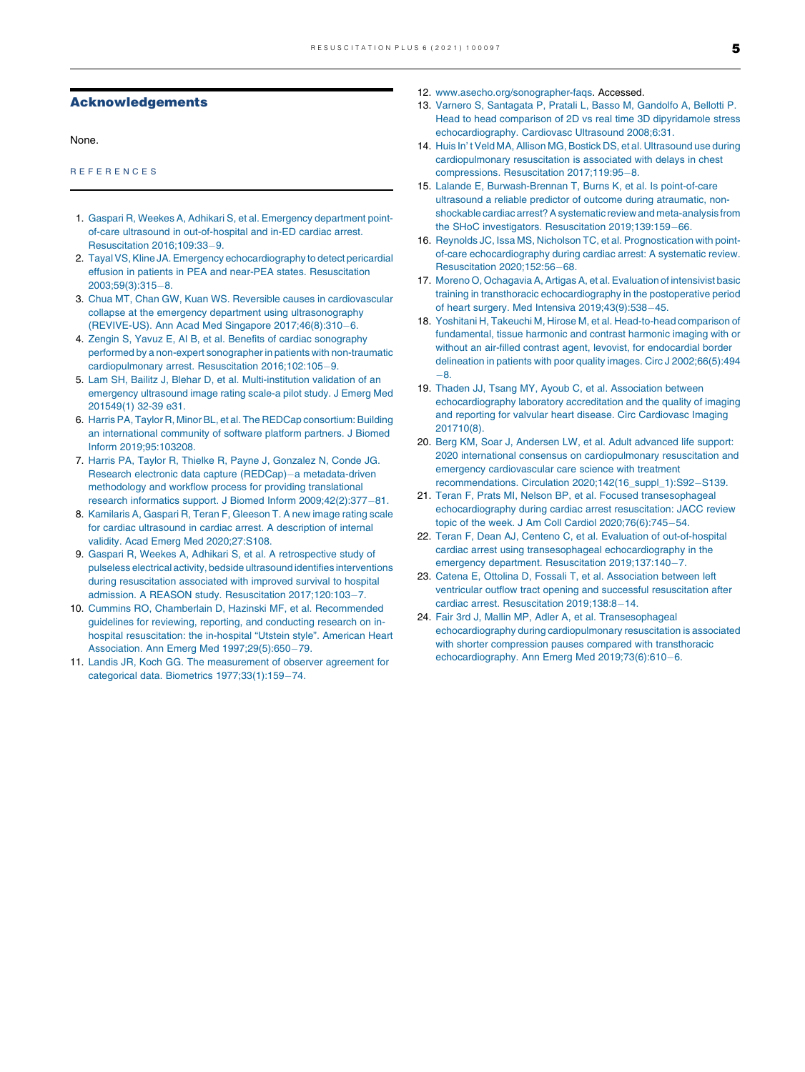## Acknowledgements

None.

REFERENCES

1. Gaspari R, Weekes A, Adhikari S, et al. Emergency department point-of-care ultrasound in out-of-hospital and in-ED cardiac arrest. Resuscitation 2016;109:33−9.
2. Tayal VS, Kline JA. Emergency echocardiography to detect pericardial effusion in patients in PEA and near-PEA states. Resuscitation 2003;59(3):315−8.
3. Chua MT, Chan GW, Kuan WS. Reversible causes in cardiovascular collapse at the emergency department using ultrasonography (REVIVE-US). Ann Acad Med Singapore 2017;46(8):310−6.
4. Zengin S, Yavuz E, Al B, et al. Benefits of cardiac sonography performed by a non-expert sonographer in patients with non-traumatic cardiopulmonary arrest. Resuscitation 2016;102:105−9.
5. Lam SH, Bailitz J, Blehar D, et al. Multi-institution validation of an emergency ultrasound image rating scale-a pilot study. J Emerg Med 201549(1) 32-39 e31.
6. Harris PA, Taylor R, Minor BL, et al. The REDCap consortium: Building an international community of software platform partners. J Biomed Inform 2019;95:103208.
7. Harris PA, Taylor R, Thielke R, Payne J, Gonzalez N, Conde JG. Research electronic data capture (REDCap)−a metadata-driven methodology and workflow process for providing translational research informatics support. J Biomed Inform 2009;42(2):377−81.
8. Kamilaris A, Gaspari R, Teran F, Gleeson T. A new image rating scale for cardiac ultrasound in cardiac arrest. A description of internal validity. Acad Emerg Med 2020;27:S108.
9. Gaspari R, Weekes A, Adhikari S, et al. A retrospective study of pulseless electrical activity, bedside ultrasound identifies interventions during resuscitation associated with improved survival to hospital admission. A REASON study. Resuscitation 2017;120:103−7.
10. Cummins RO, Chamberlain D, Hazinski MF, et al. Recommended guidelines for reviewing, reporting, and conducting research on in-hospital resuscitation: the in-hospital "Utstein style". American Heart Association. Ann Emerg Med 1997;29(5):650−79.
11. Landis JR, Koch GG. The measurement of observer agreement for categorical data. Biometrics 1977;33(1):159−74.
12. www.asecho.org/sonographer-faqs. Accessed.
13. Varnero S, Santagata P, Pratali L, Basso M, Gandolfo A, Bellotti P. Head to head comparison of 2D vs real time 3D dipyridamole stress echocardiography. Cardiovasc Ultrasound 2008;6:31.
14. Huis In' t Veld MA, Allison MG, Bostick DS, et al. Ultrasound use during cardiopulmonary resuscitation is associated with delays in chest compressions. Resuscitation 2017;119:95−8.
15. Lalande E, Burwash-Brennan T, Burns K, et al. Is point-of-care ultrasound a reliable predictor of outcome during atraumatic, non-shockable cardiac arrest? A systematic review and meta-analysis from the SHoC investigators. Resuscitation 2019;139:159−66.
16. Reynolds JC, Issa MS, Nicholson TC, et al. Prognostication with point-of-care echocardiography during cardiac arrest: A systematic review. Resuscitation 2020;152:56−68.
17. Moreno O, Ochagavia A, Artigas A, et al. Evaluation of intensivist basic training in transthoracic echocardiography in the postoperative period of heart surgery. Med Intensiva 2019;43(9):538−45.
18. Yoshitani H, Takeuchi M, Hirose M, et al. Head-to-head comparison of fundamental, tissue harmonic and contrast harmonic imaging with or without an air-filled contrast agent, levovist, for endocardial border delineation in patients with poor quality images. Circ J 2002;66(5):494−8.
19. Thaden JJ, Tsang MY, Ayoub C, et al. Association between echocardiography laboratory accreditation and the quality of imaging and reporting for valvular heart disease. Circ Cardiovasc Imaging 201710(8).
20. Berg KM, Soar J, Andersen LW, et al. Adult advanced life support: 2020 international consensus on cardiopulmonary resuscitation and emergency cardiovascular care science with treatment recommendations. Circulation 2020;142(16_suppl_1):S92−S139.
21. Teran F, Prats MI, Nelson BP, et al. Focused transesophageal echocardiography during cardiac arrest resuscitation: JACC review topic of the week. J Am Coll Cardiol 2020;76(6):745−54.
22. Teran F, Dean AJ, Centeno C, et al. Evaluation of out-of-hospital cardiac arrest using transesophageal echocardiography in the emergency department. Resuscitation 2019;137:140−7.
23. Catena E, Ottolina D, Fossali T, et al. Association between left ventricular outflow tract opening and successful resuscitation after cardiac arrest. Resuscitation 2019;138:8−14.
24. Fair 3rd J, Mallin MP, Adler A, et al. Transesophageal echocardiography during cardiopulmonary resuscitation is associated with shorter compression pauses compared with transthoracic echocardiography. Ann Emerg Med 2019;73(6):610−6.